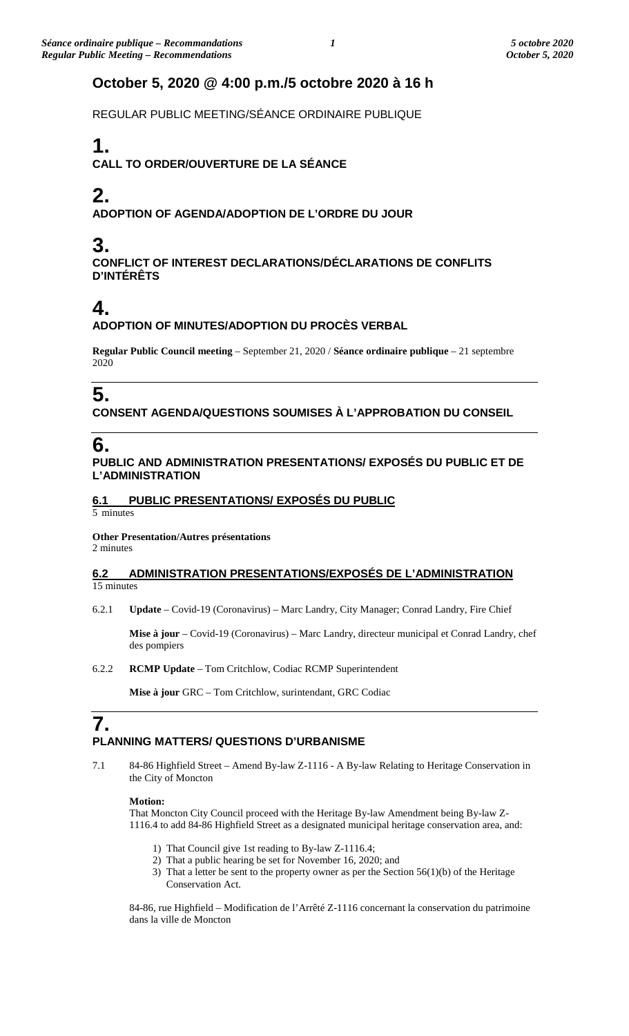## October 5, 2020 @ 4:00 p.m./5 octobre 2020 à 16 h

REGULAR PUBLIC MEETING/SÉANCE ORDINAIRE PUBLIQUE

# 1.

**CALL TO ORDER/OUVERTURE DE LA SÉANCE**

# 2.

**ADOPTION OF AGENDA/ADOPTION DE L'ORDRE DU JOUR**

# 3.

**CONFLICT OF INTEREST DECLARATIONS/DÉCLARATIONS DE CONFLITS D'INTÉRÊTS**

# 4.

**ADOPTION OF MINUTES/ADOPTION DU PROCÈS VERBAL**

**Regular Public Council meeting** – September 21, 2020 / **Séance ordinaire publique** – 21 septembre 2020

# 5.

**CONSENT AGENDA/QUESTIONS SOUMISES À L'APPROBATION DU CONSEIL**

# 6.

**PUBLIC AND ADMINISTRATION PRESENTATIONS/ EXPOSÉS DU PUBLIC ET DE L'ADMINISTRATION**

### 6.1 PUBLIC PRESENTATIONS/ EXPOSÉS DU PUBLIC

5 minutes

**Other Presentation/Autres présentations**
2 minutes

### 6.2 ADMINISTRATION PRESENTATIONS/EXPOSÉS DE L'ADMINISTRATION

15 minutes

6.2.1 **Update** – Covid-19 (Coronavirus) – Marc Landry, City Manager; Conrad Landry, Fire Chief

**Mise à jour** – Covid-19 (Coronavirus) – Marc Landry, directeur municipal et Conrad Landry, chef des pompiers

6.2.2 **RCMP Update** – Tom Critchlow, Codiac RCMP Superintendent

**Mise à jour** GRC – Tom Critchlow, surintendant, GRC Codiac

# 7.

**PLANNING MATTERS/ QUESTIONS D'URBANISME**

7.1 84-86 Highfield Street – Amend By-law Z-1116 - A By-law Relating to Heritage Conservation in the City of Moncton

**Motion:**
That Moncton City Council proceed with the Heritage By-law Amendment being By-law Z-1116.4 to add 84-86 Highfield Street as a designated municipal heritage conservation area, and:

1) That Council give 1st reading to By-law Z-1116.4;
2) That a public hearing be set for November 16, 2020; and
3) That a letter be sent to the property owner as per the Section 56(1)(b) of the Heritage Conservation Act.

84-86, rue Highfield – Modification de l'Arrêté Z-1116 concernant la conservation du patrimoine dans la ville de Moncton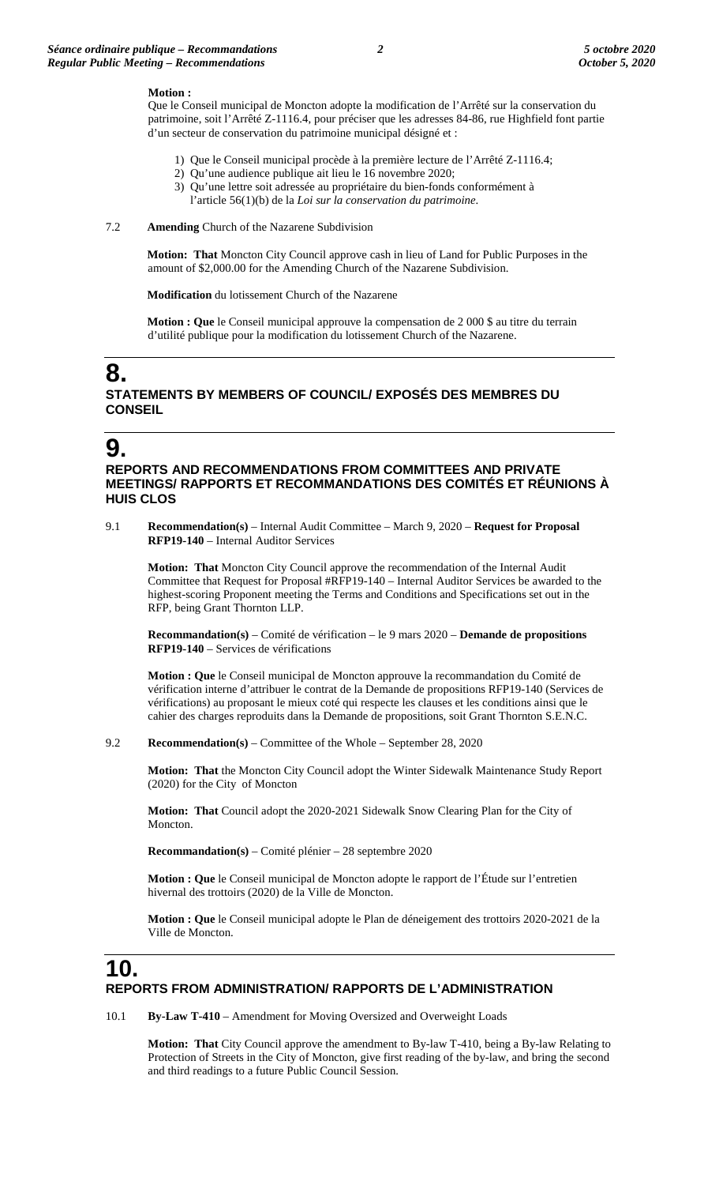**Motion :**
Que le Conseil municipal de Moncton adopte la modification de l'Arrêté sur la conservation du patrimoine, soit l'Arrêté Z-1116.4, pour préciser que les adresses 84-86, rue Highfield font partie d'un secteur de conservation du patrimoine municipal désigné et :

1) Que le Conseil municipal procède à la première lecture de l'Arrêté Z-1116.4;
2) Qu'une audience publique ait lieu le 16 novembre 2020;
3) Qu'une lettre soit adressée au propriétaire du bien-fonds conformément à l'article 56(1)(b) de la *Loi sur la conservation du patrimoine*.

7.2 **Amending** Church of the Nazarene Subdivision

**Motion: That** Moncton City Council approve cash in lieu of Land for Public Purposes in the amount of $2,000.00 for the Amending Church of the Nazarene Subdivision.

**Modification** du lotissement Church of the Nazarene

**Motion : Que** le Conseil municipal approuve la compensation de 2 000 $ au titre du terrain d'utilité publique pour la modification du lotissement Church of the Nazarene.

# 8.
## STATEMENTS BY MEMBERS OF COUNCIL/ EXPOSÉS DES MEMBRES DU CONSEIL

# 9.
## REPORTS AND RECOMMENDATIONS FROM COMMITTEES AND PRIVATE MEETINGS/ RAPPORTS ET RECOMMANDATIONS DES COMITÉS ET RÉUNIONS À HUIS CLOS

9.1 **Recommendation(s)** – Internal Audit Committee – March 9, 2020 – **Request for Proposal RFP19-140** – Internal Auditor Services

**Motion: That** Moncton City Council approve the recommendation of the Internal Audit Committee that Request for Proposal #RFP19-140 – Internal Auditor Services be awarded to the highest-scoring Proponent meeting the Terms and Conditions and Specifications set out in the RFP, being Grant Thornton LLP.

**Recommandation(s)** – Comité de vérification – le 9 mars 2020 – **Demande de propositions RFP19-140** – Services de vérifications

**Motion : Que** le Conseil municipal de Moncton approuve la recommandation du Comité de vérification interne d'attribuer le contrat de la Demande de propositions RFP19-140 (Services de vérifications) au proposant le mieux coté qui respecte les clauses et les conditions ainsi que le cahier des charges reproduits dans la Demande de propositions, soit Grant Thornton S.E.N.C.

9.2 **Recommendation(s)** – Committee of the Whole – September 28, 2020

**Motion: That** the Moncton City Council adopt the Winter Sidewalk Maintenance Study Report (2020) for the City of Moncton

**Motion: That** Council adopt the 2020-2021 Sidewalk Snow Clearing Plan for the City of Moncton.

**Recommandation(s)** – Comité plénier – 28 septembre 2020

**Motion : Que** le Conseil municipal de Moncton adopte le rapport de l'Étude sur l'entretien hivernal des trottoirs (2020) de la Ville de Moncton.

**Motion : Que** le Conseil municipal adopte le Plan de déneigement des trottoirs 2020-2021 de la Ville de Moncton.

# 10.
## REPORTS FROM ADMINISTRATION/ RAPPORTS DE L'ADMINISTRATION

10.1 **By-Law T-410** – Amendment for Moving Oversized and Overweight Loads

**Motion: That** City Council approve the amendment to By-law T-410, being a By-law Relating to Protection of Streets in the City of Moncton, give first reading of the by-law, and bring the second and third readings to a future Public Council Session.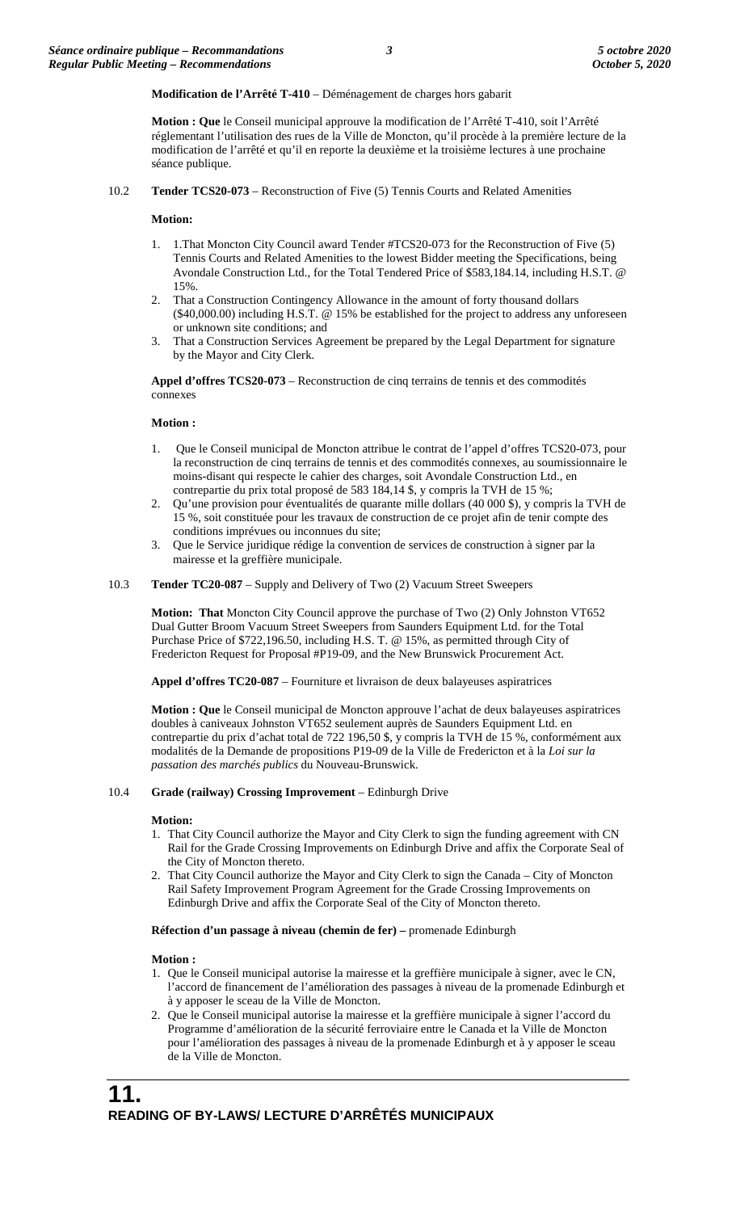**Modification de l'Arrêté T-410** – Déménagement de charges hors gabarit

**Motion : Que** le Conseil municipal approuve la modification de l'Arrêté T-410, soit l'Arrêté réglementant l'utilisation des rues de la Ville de Moncton, qu'il procède à la première lecture de la modification de l'arrêté et qu'il en reporte la deuxième et la troisième lectures à une prochaine séance publique.

10.2 **Tender TCS20-073** – Reconstruction of Five (5) Tennis Courts and Related Amenities

**Motion:**

1. 1.That Moncton City Council award Tender #TCS20-073 for the Reconstruction of Five (5) Tennis Courts and Related Amenities to the lowest Bidder meeting the Specifications, being Avondale Construction Ltd., for the Total Tendered Price of $583,184.14, including H.S.T. @ 15%.
2. That a Construction Contingency Allowance in the amount of forty thousand dollars ($40,000.00) including H.S.T. @ 15% be established for the project to address any unforeseen or unknown site conditions; and
3. That a Construction Services Agreement be prepared by the Legal Department for signature by the Mayor and City Clerk.

**Appel d'offres TCS20-073** – Reconstruction de cinq terrains de tennis et des commodités connexes

**Motion :**

1. Que le Conseil municipal de Moncton attribue le contrat de l'appel d'offres TCS20-073, pour la reconstruction de cinq terrains de tennis et des commodités connexes, au soumissionnaire le moins-disant qui respecte le cahier des charges, soit Avondale Construction Ltd., en contrepartie du prix total proposé de 583 184,14 $, y compris la TVH de 15 %;
2. Qu'une provision pour éventualités de quarante mille dollars (40 000 $), y compris la TVH de 15 %, soit constituée pour les travaux de construction de ce projet afin de tenir compte des conditions imprévues ou inconnues du site;
3. Que le Service juridique rédige la convention de services de construction à signer par la mairesse et la greffière municipale.

10.3 **Tender TC20-087** – Supply and Delivery of Two (2) Vacuum Street Sweepers

**Motion: That** Moncton City Council approve the purchase of Two (2) Only Johnston VT652 Dual Gutter Broom Vacuum Street Sweepers from Saunders Equipment Ltd. for the Total Purchase Price of $722,196.50, including H.S. T. @ 15%, as permitted through City of Fredericton Request for Proposal #P19-09, and the New Brunswick Procurement Act.

**Appel d'offres TC20-087** – Fourniture et livraison de deux balayeuses aspiratrices

**Motion : Que** le Conseil municipal de Moncton approuve l'achat de deux balayeuses aspiratrices doubles à caniveaux Johnston VT652 seulement auprès de Saunders Equipment Ltd. en contrepartie du prix d'achat total de 722 196,50 $, y compris la TVH de 15 %, conformément aux modalités de la Demande de propositions P19-09 de la Ville de Fredericton et à la *Loi sur la passation des marchés publics* du Nouveau-Brunswick.

10.4 **Grade (railway) Crossing Improvement** – Edinburgh Drive

**Motion:**

1. That City Council authorize the Mayor and City Clerk to sign the funding agreement with CN Rail for the Grade Crossing Improvements on Edinburgh Drive and affix the Corporate Seal of the City of Moncton thereto.
2. That City Council authorize the Mayor and City Clerk to sign the Canada – City of Moncton Rail Safety Improvement Program Agreement for the Grade Crossing Improvements on Edinburgh Drive and affix the Corporate Seal of the City of Moncton thereto.

**Réfection d'un passage à niveau (chemin de fer) –** promenade Edinburgh

**Motion :**

1. Que le Conseil municipal autorise la mairesse et la greffière municipale à signer, avec le CN, l'accord de financement de l'amélioration des passages à niveau de la promenade Edinburgh et à y apposer le sceau de la Ville de Moncton.
2. Que le Conseil municipal autorise la mairesse et la greffière municipale à signer l'accord du Programme d'amélioration de la sécurité ferroviaire entre le Canada et la Ville de Moncton pour l'amélioration des passages à niveau de la promenade Edinburgh et à y apposer le sceau de la Ville de Moncton.

# 11. READING OF BY-LAWS/ LECTURE D'ARRÊTÉS MUNICIPAUX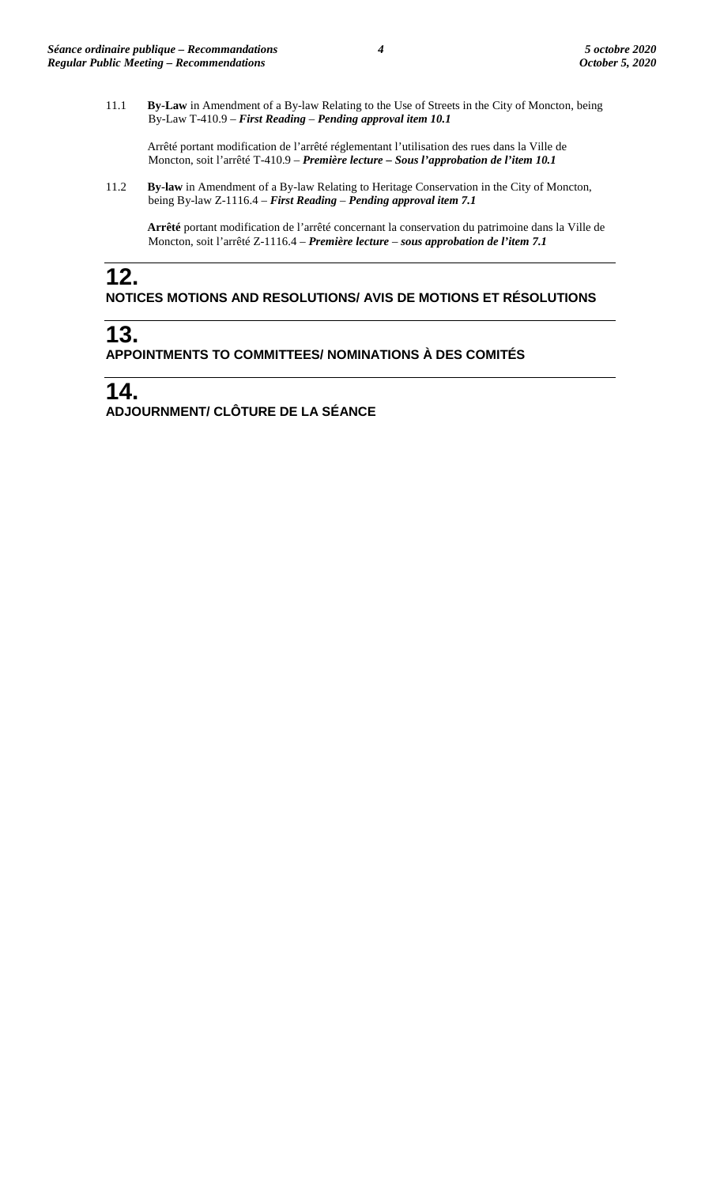11.1 **By-Law** in Amendment of a By-law Relating to the Use of Streets in the City of Moncton, being By-Law T-410.9 – ***First Reading*** – ***Pending approval item 10.1***

Arrêté portant modification de l'arrêté réglementant l'utilisation des rues dans la Ville de Moncton, soit l'arrêté T-410.9 – ***Première lecture – Sous l'approbation de l'item 10.1***

11.2 **By-law** in Amendment of a By-law Relating to Heritage Conservation in the City of Moncton, being By-law Z-1116.4 – ***First Reading*** – ***Pending approval item 7.1***

**Arrêté** portant modification de l'arrêté concernant la conservation du patrimoine dans la Ville de Moncton, soit l'arrêté Z-1116.4 – ***Première lecture*** – ***sous approbation de l'item 7.1***

## 12.

**NOTICES MOTIONS AND RESOLUTIONS/ AVIS DE MOTIONS ET RÉSOLUTIONS**

## 13.

**APPOINTMENTS TO COMMITTEES/ NOMINATIONS À DES COMITÉS**

## 14.

**ADJOURNMENT/ CLÔTURE DE LA SÉANCE**